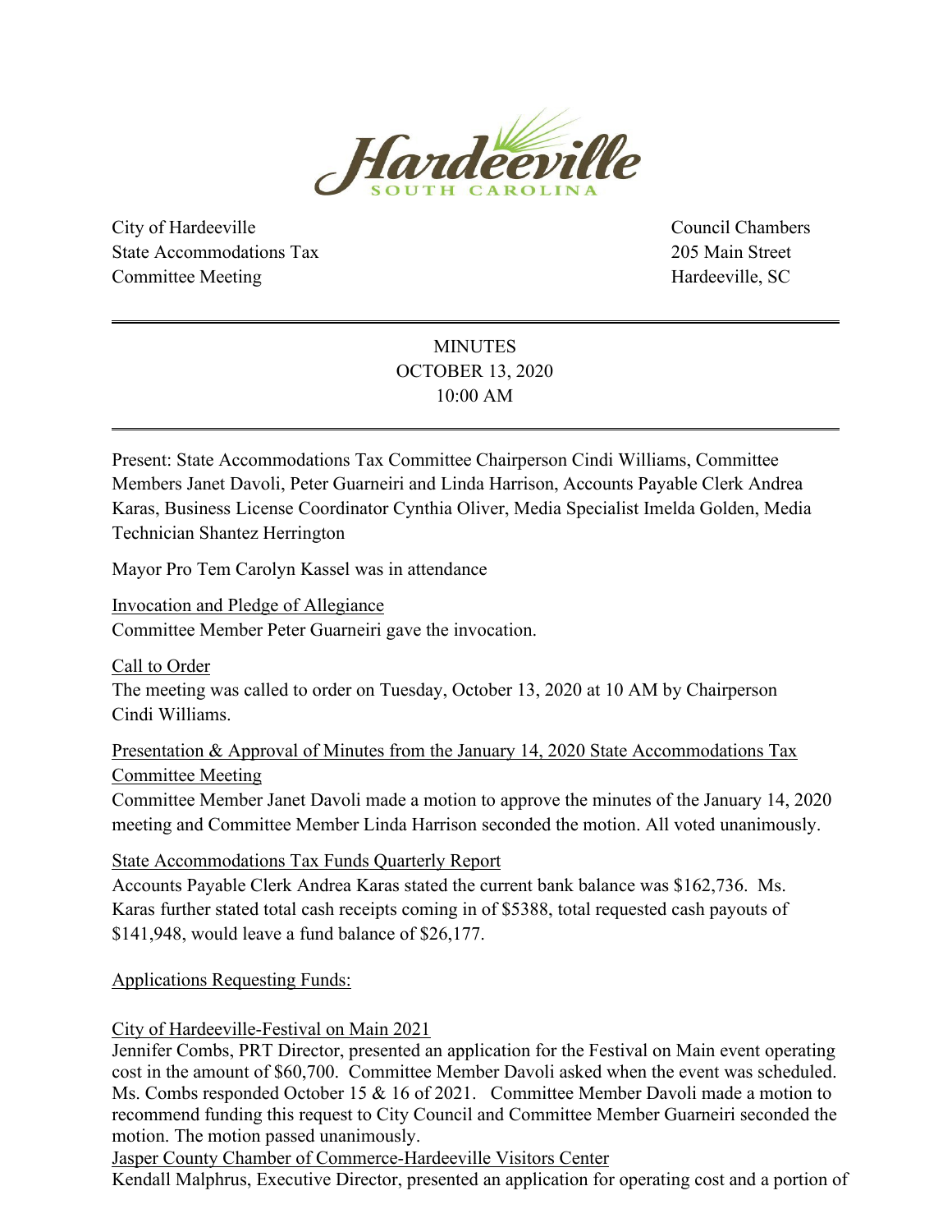City of Hardeeville
State Accommodations Tax
Committee Meeting

Council Chambers
205 Main Street
Hardeeville, SC

---

MINUTES
OCTOBER 13, 2020
10:00 AM

---

Present: State Accommodations Tax Committee Chairperson Cindi Williams, Committee Members Janet Davoli, Peter Guarneiri and Linda Harrison, Accounts Payable Clerk Andrea Karas, Business License Coordinator Cynthia Oliver, Media Specialist Imelda Golden, Media Technician Shantez Herrington

Mayor Pro Tem Carolyn Kassel was in attendance

Invocation and Pledge of Allegiance
Committee Member Peter Guarneiri gave the invocation.

Call to Order
The meeting was called to order on Tuesday, October 13, 2020 at 10 AM by Chairperson Cindi Williams.

Presentation & Approval of Minutes from the January 14, 2020 State Accommodations Tax Committee Meeting
Committee Member Janet Davoli made a motion to approve the minutes of the January 14, 2020 meeting and Committee Member Linda Harrison seconded the motion. All voted unanimously.

State Accommodations Tax Funds Quarterly Report
Accounts Payable Clerk Andrea Karas stated the current bank balance was $162,736. Ms. Karas further stated total cash receipts coming in of $5388, total requested cash payouts of $141,948, would leave a fund balance of $26,177.

Applications Requesting Funds:

City of Hardeeville-Festival on Main 2021
Jennifer Combs, PRT Director, presented an application for the Festival on Main event operating cost in the amount of $60,700. Committee Member Davoli asked when the event was scheduled. Ms. Combs responded October 15 & 16 of 2021. Committee Member Davoli made a motion to recommend funding this request to City Council and Committee Member Guarneiri seconded the motion. The motion passed unanimously.

Jasper County Chamber of Commerce-Hardeeville Visitors Center
Kendall Malphrus, Executive Director, presented an application for operating cost and a portion of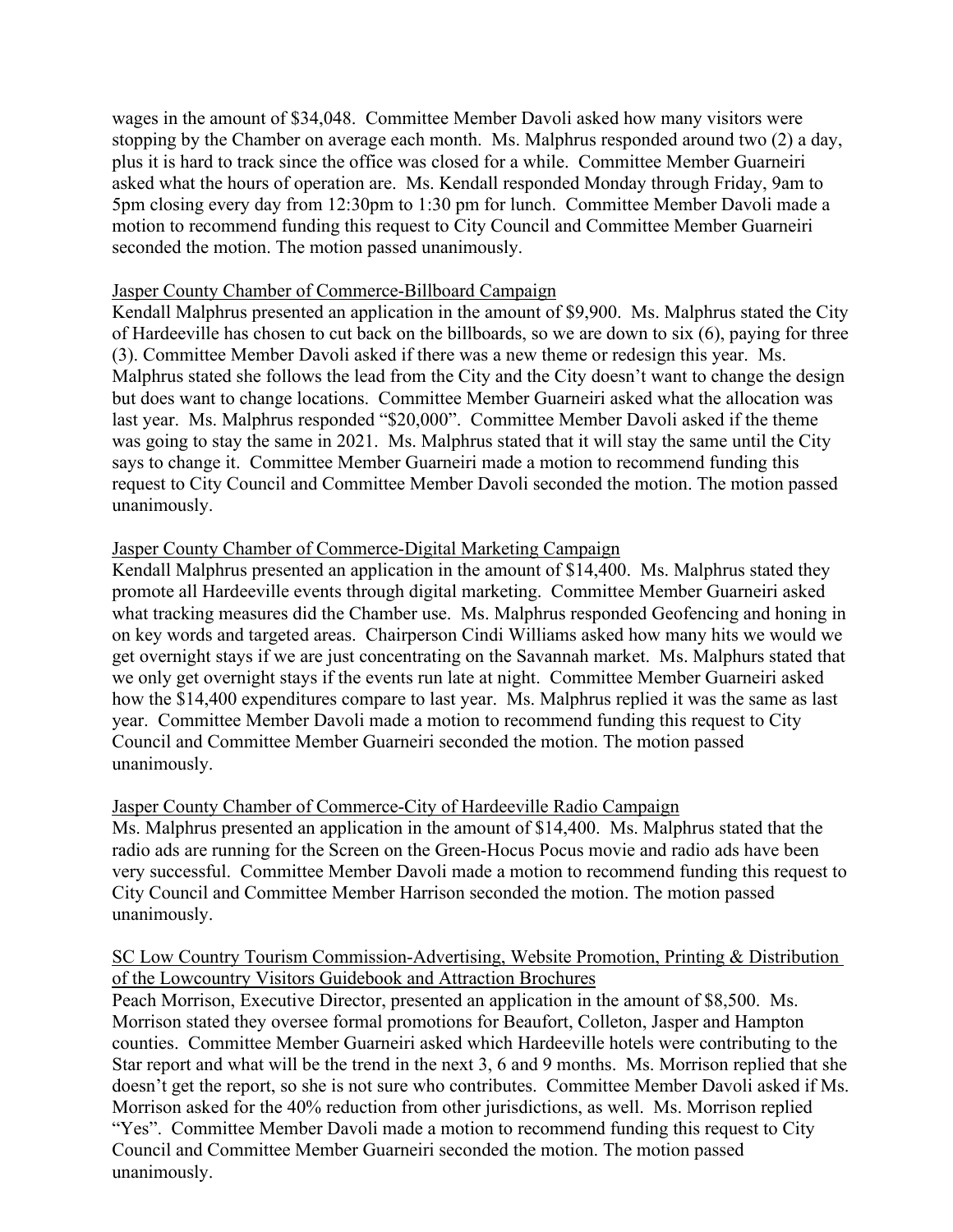wages in the amount of $34,048. Committee Member Davoli asked how many visitors were stopping by the Chamber on average each month. Ms. Malphrus responded around two (2) a day, plus it is hard to track since the office was closed for a while. Committee Member Guarneiri asked what the hours of operation are. Ms. Kendall responded Monday through Friday, 9am to 5pm closing every day from 12:30pm to 1:30 pm for lunch. Committee Member Davoli made a motion to recommend funding this request to City Council and Committee Member Guarneiri seconded the motion. The motion passed unanimously.

Jasper County Chamber of Commerce-Billboard Campaign

Kendall Malphrus presented an application in the amount of $9,900. Ms. Malphrus stated the City of Hardeeville has chosen to cut back on the billboards, so we are down to six (6), paying for three (3). Committee Member Davoli asked if there was a new theme or redesign this year. Ms. Malphrus stated she follows the lead from the City and the City doesn't want to change the design but does want to change locations. Committee Member Guarneiri asked what the allocation was last year. Ms. Malphrus responded "$20,000". Committee Member Davoli asked if the theme was going to stay the same in 2021. Ms. Malphrus stated that it will stay the same until the City says to change it. Committee Member Guarneiri made a motion to recommend funding this request to City Council and Committee Member Davoli seconded the motion. The motion passed unanimously.

Jasper County Chamber of Commerce-Digital Marketing Campaign

Kendall Malphrus presented an application in the amount of $14,400. Ms. Malphrus stated they promote all Hardeeville events through digital marketing. Committee Member Guarneiri asked what tracking measures did the Chamber use. Ms. Malphrus responded Geofencing and honing in on key words and targeted areas. Chairperson Cindi Williams asked how many hits we would we get overnight stays if we are just concentrating on the Savannah market. Ms. Malphurs stated that we only get overnight stays if the events run late at night. Committee Member Guarneiri asked how the $14,400 expenditures compare to last year. Ms. Malphrus replied it was the same as last year. Committee Member Davoli made a motion to recommend funding this request to City Council and Committee Member Guarneiri seconded the motion. The motion passed unanimously.

Jasper County Chamber of Commerce-City of Hardeeville Radio Campaign

Ms. Malphrus presented an application in the amount of $14,400. Ms. Malphrus stated that the radio ads are running for the Screen on the Green-Hocus Pocus movie and radio ads have been very successful. Committee Member Davoli made a motion to recommend funding this request to City Council and Committee Member Harrison seconded the motion. The motion passed unanimously.

SC Low Country Tourism Commission-Advertising, Website Promotion, Printing & Distribution of the Lowcountry Visitors Guidebook and Attraction Brochures

Peach Morrison, Executive Director, presented an application in the amount of $8,500. Ms. Morrison stated they oversee formal promotions for Beaufort, Colleton, Jasper and Hampton counties. Committee Member Guarneiri asked which Hardeeville hotels were contributing to the Star report and what will be the trend in the next 3, 6 and 9 months. Ms. Morrison replied that she doesn't get the report, so she is not sure who contributes. Committee Member Davoli asked if Ms. Morrison asked for the 40% reduction from other jurisdictions, as well. Ms. Morrison replied "Yes". Committee Member Davoli made a motion to recommend funding this request to City Council and Committee Member Guarneiri seconded the motion. The motion passed unanimously.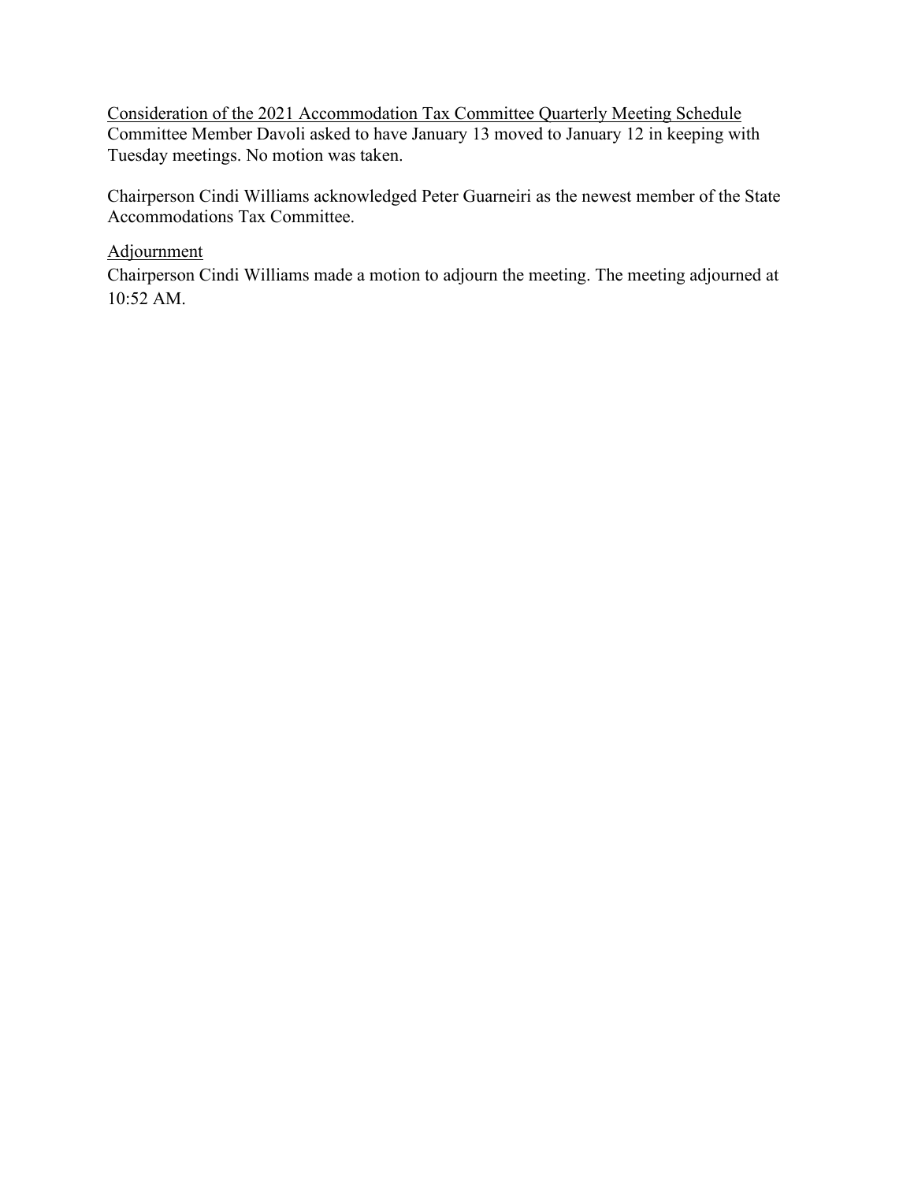Consideration of the 2021 Accommodation Tax Committee Quarterly Meeting Schedule

Committee Member Davoli asked to have January 13 moved to January 12 in keeping with Tuesday meetings. No motion was taken.

Chairperson Cindi Williams acknowledged Peter Guarneiri as the newest member of the State Accommodations Tax Committee.

Adjournment

Chairperson Cindi Williams made a motion to adjourn the meeting. The meeting adjourned at 10:52 AM.